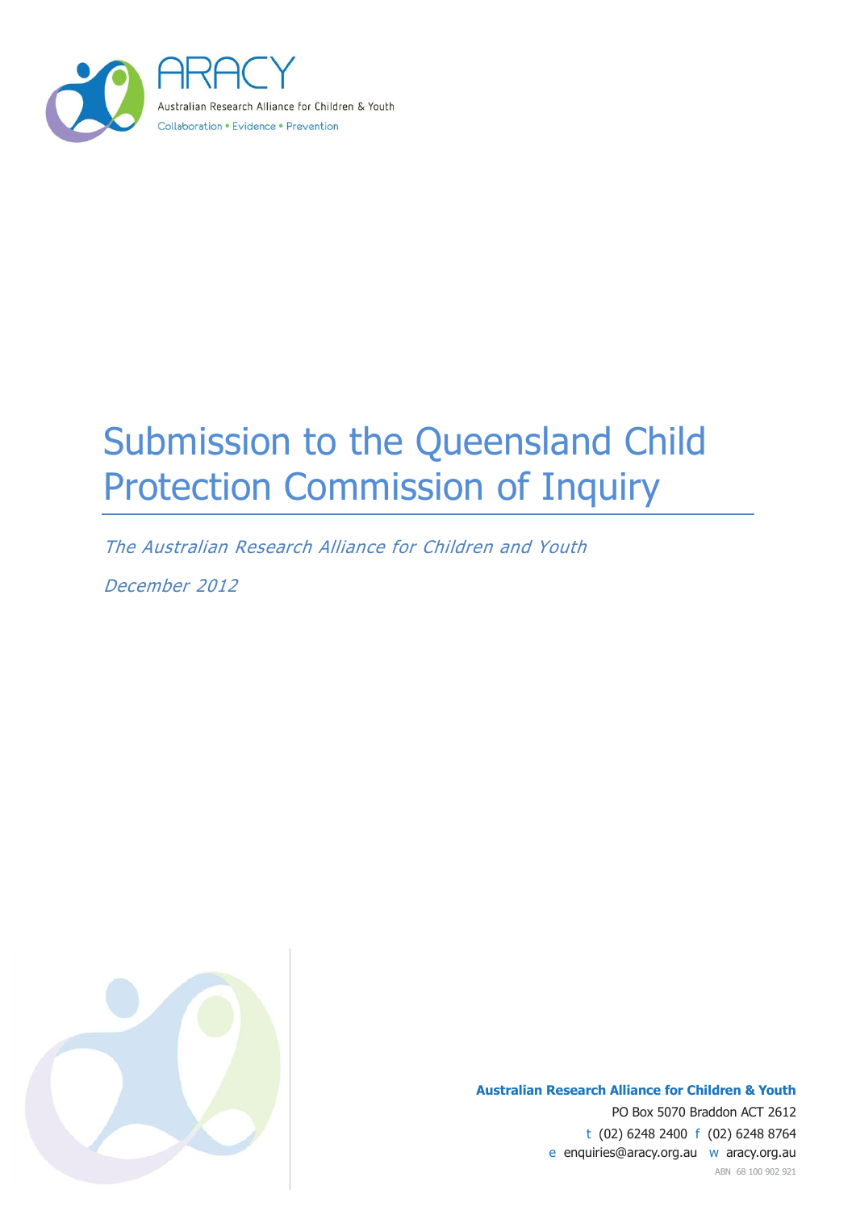ARACY

Australian Research Alliance for Children & Youth

Collaboration • Evidence • Prevention

# Submission to the Queensland Child Protection Commission of Inquiry

*The Australian Research Alliance for Children and Youth*

*December 2012*

**Australian Research Alliance for Children & Youth**

PO Box 5070 Braddon ACT 2612

t (02) 6248 2400 f (02) 6248 8764

e enquiries@aracy.org.au w aracy.org.au

ABN 68 100 902 921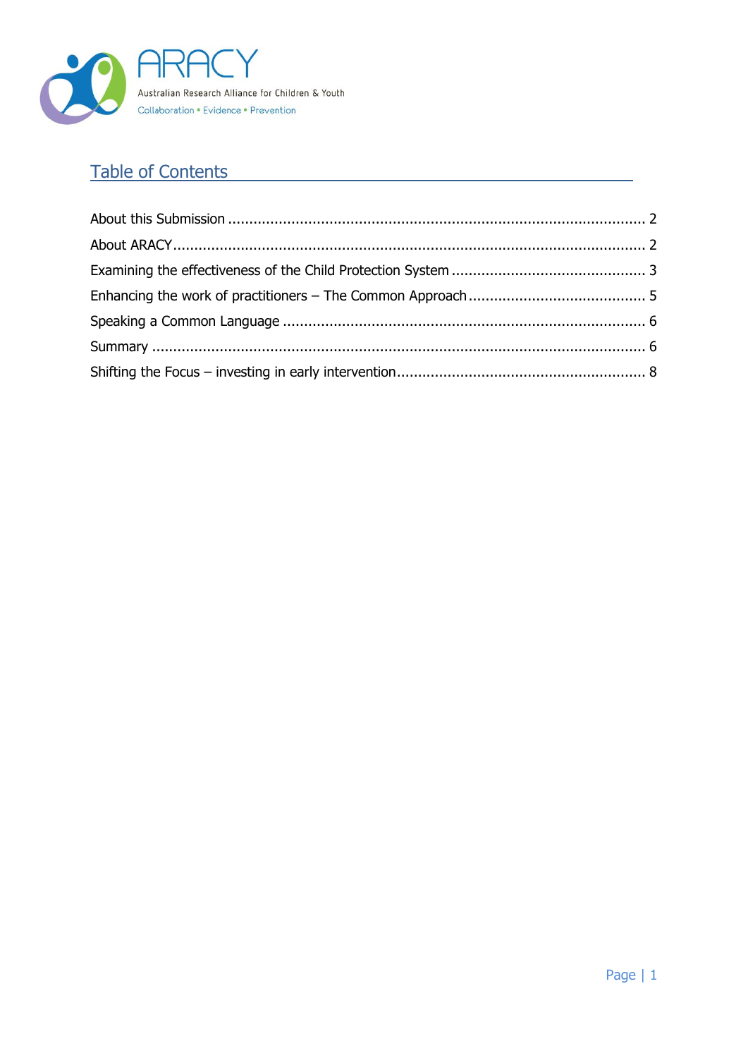ARACY

Australian Research Alliance for Children & Youth

Collaboration • Evidence • Prevention

## Table of Contents

About this Submission ........................................................................................ 2

About ARACY........................................................................................................ 2

Examining the effectiveness of the Child Protection System ............................................. 3

Enhancing the work of practitioners – The Common Approach.......................................... 5

Speaking a Common Language .................................................................................... 6

Summary ................................................................................................................ 6

Shifting the Focus – investing in early intervention.......................................................... 8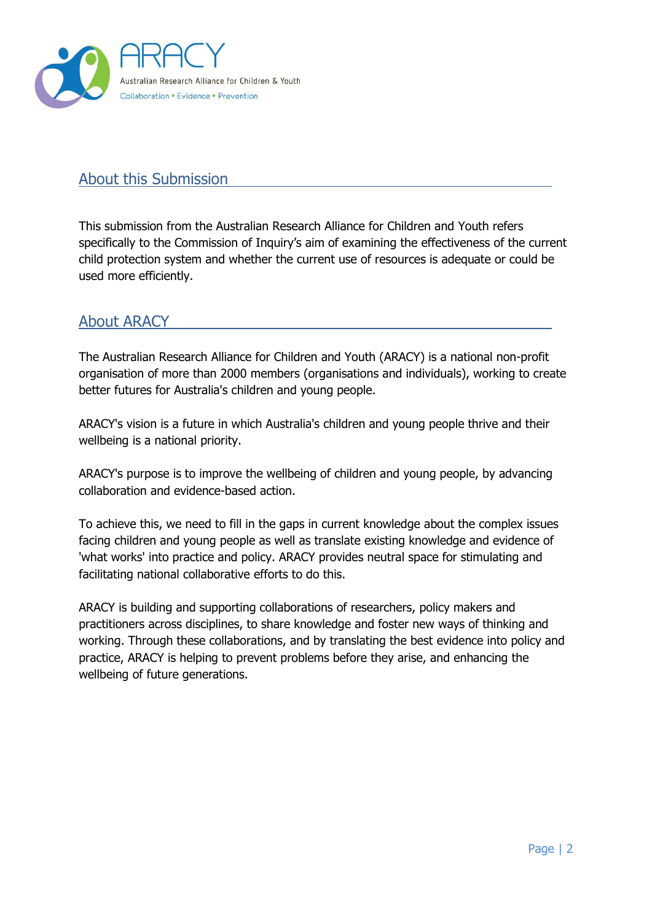## About this Submission

This submission from the Australian Research Alliance for Children and Youth refers specifically to the Commission of Inquiry's aim of examining the effectiveness of the current child protection system and whether the current use of resources is adequate or could be used more efficiently.

## About ARACY

The Australian Research Alliance for Children and Youth (ARACY) is a national non-profit organisation of more than 2000 members (organisations and individuals), working to create better futures for Australia's children and young people.

ARACY's vision is a future in which Australia's children and young people thrive and their wellbeing is a national priority.

ARACY's purpose is to improve the wellbeing of children and young people, by advancing collaboration and evidence-based action.

To achieve this, we need to fill in the gaps in current knowledge about the complex issues facing children and young people as well as translate existing knowledge and evidence of 'what works' into practice and policy. ARACY provides neutral space for stimulating and facilitating national collaborative efforts to do this.

ARACY is building and supporting collaborations of researchers, policy makers and practitioners across disciplines, to share knowledge and foster new ways of thinking and working. Through these collaborations, and by translating the best evidence into policy and practice, ARACY is helping to prevent problems before they arise, and enhancing the wellbeing of future generations.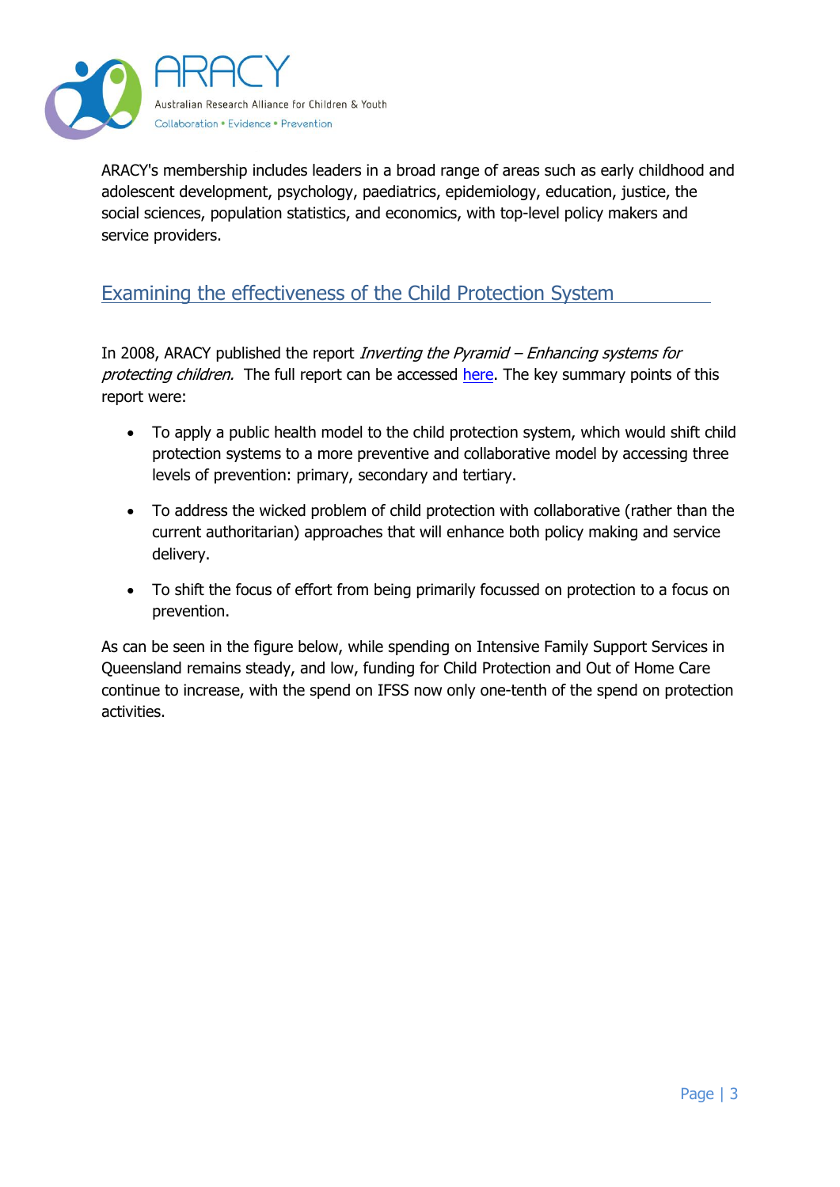ARACY's membership includes leaders in a broad range of areas such as early childhood and adolescent development, psychology, paediatrics, epidemiology, education, justice, the social sciences, population statistics, and economics, with top-level policy makers and service providers.

## Examining the effectiveness of the Child Protection System

In 2008, ARACY published the report *Inverting the Pyramid – Enhancing systems for protecting children.* The full report can be accessed here. The key summary points of this report were:

- To apply a public health model to the child protection system, which would shift child protection systems to a more preventive and collaborative model by accessing three levels of prevention: primary, secondary and tertiary.
- To address the wicked problem of child protection with collaborative (rather than the current authoritarian) approaches that will enhance both policy making and service delivery.
- To shift the focus of effort from being primarily focussed on protection to a focus on prevention.

As can be seen in the figure below, while spending on Intensive Family Support Services in Queensland remains steady, and low, funding for Child Protection and Out of Home Care continue to increase, with the spend on IFSS now only one-tenth of the spend on protection activities.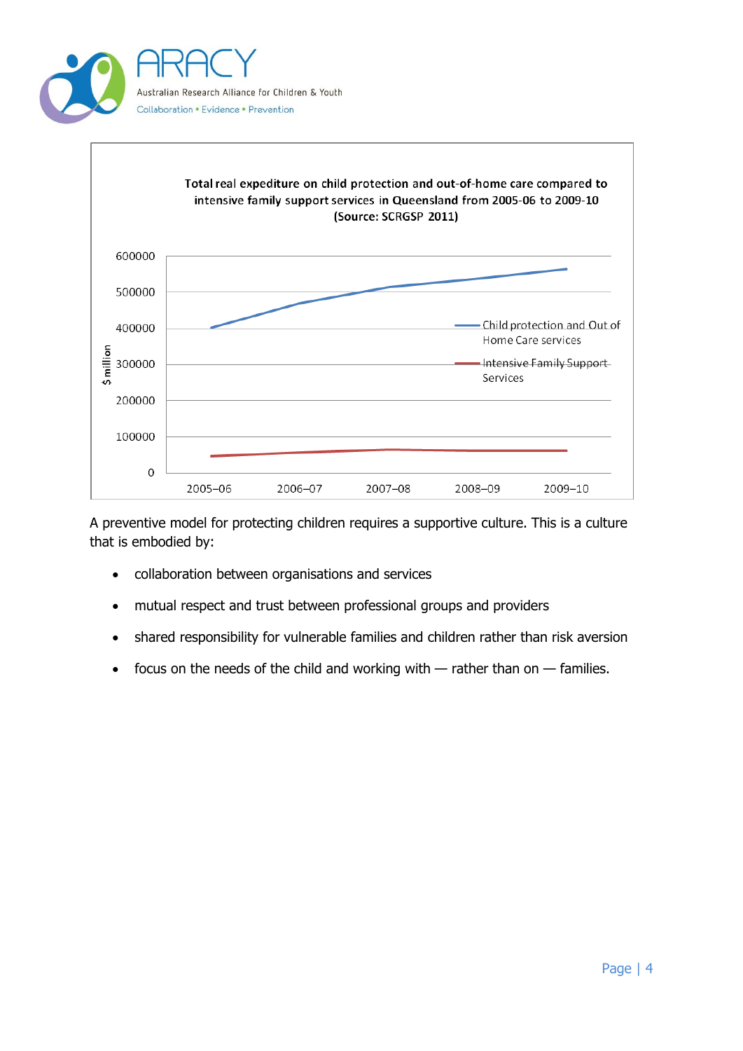**Total real expediture on child protection and out-of-home care compared to intensive family support services in Queensland from 2005-06 to 2009-10 (Source: SCRGSP 2011)**

A preventive model for protecting children requires a supportive culture. This is a culture that is embodied by:

- collaboration between organisations and services
- mutual respect and trust between professional groups and providers
- shared responsibility for vulnerable families and children rather than risk aversion
- focus on the needs of the child and working with — rather than on — families.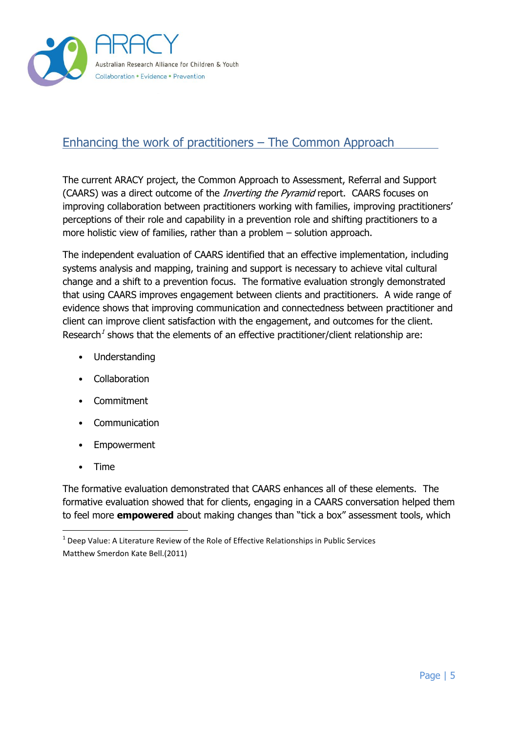## Enhancing the work of practitioners – The Common Approach

The current ARACY project, the Common Approach to Assessment, Referral and Support (CAARS) was a direct outcome of the *Inverting the Pyramid* report. CAARS focuses on improving collaboration between practitioners working with families, improving practitioners' perceptions of their role and capability in a prevention role and shifting practitioners to a more holistic view of families, rather than a problem – solution approach.

The independent evaluation of CAARS identified that an effective implementation, including systems analysis and mapping, training and support is necessary to achieve vital cultural change and a shift to a prevention focus. The formative evaluation strongly demonstrated that using CAARS improves engagement between clients and practitioners. A wide range of evidence shows that improving communication and connectedness between practitioner and client can improve client satisfaction with the engagement, and outcomes for the client. Research[1] shows that the elements of an effective practitioner/client relationship are:

- Understanding
- Collaboration
- Commitment
- Communication
- Empowerment
- Time

The formative evaluation demonstrated that CAARS enhances all of these elements. The formative evaluation showed that for clients, engaging in a CAARS conversation helped them to feel more **empowered** about making changes than "tick a box" assessment tools, which

---

[1] Deep Value: A Literature Review of the Role of Effective Relationships in Public Services Matthew Smerdon Kate Bell.(2011)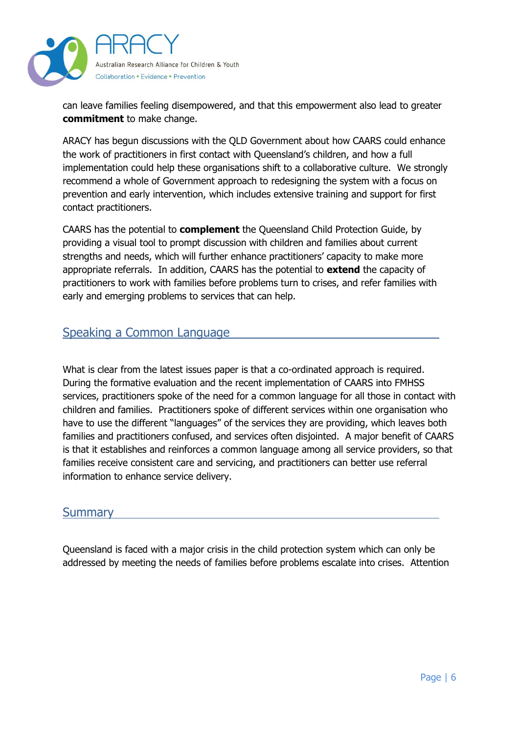can leave families feeling disempowered, and that this empowerment also lead to greater **commitment** to make change.

ARACY has begun discussions with the QLD Government about how CAARS could enhance the work of practitioners in first contact with Queensland's children, and how a full implementation could help these organisations shift to a collaborative culture. We strongly recommend a whole of Government approach to redesigning the system with a focus on prevention and early intervention, which includes extensive training and support for first contact practitioners.

CAARS has the potential to **complement** the Queensland Child Protection Guide, by providing a visual tool to prompt discussion with children and families about current strengths and needs, which will further enhance practitioners' capacity to make more appropriate referrals. In addition, CAARS has the potential to **extend** the capacity of practitioners to work with families before problems turn to crises, and refer families with early and emerging problems to services that can help.

## Speaking a Common Language

What is clear from the latest issues paper is that a co-ordinated approach is required. During the formative evaluation and the recent implementation of CAARS into FMHSS services, practitioners spoke of the need for a common language for all those in contact with children and families. Practitioners spoke of different services within one organisation who have to use the different "languages" of the services they are providing, which leaves both families and practitioners confused, and services often disjointed. A major benefit of CAARS is that it establishes and reinforces a common language among all service providers, so that families receive consistent care and servicing, and practitioners can better use referral information to enhance service delivery.

## Summary

Queensland is faced with a major crisis in the child protection system which can only be addressed by meeting the needs of families before problems escalate into crises. Attention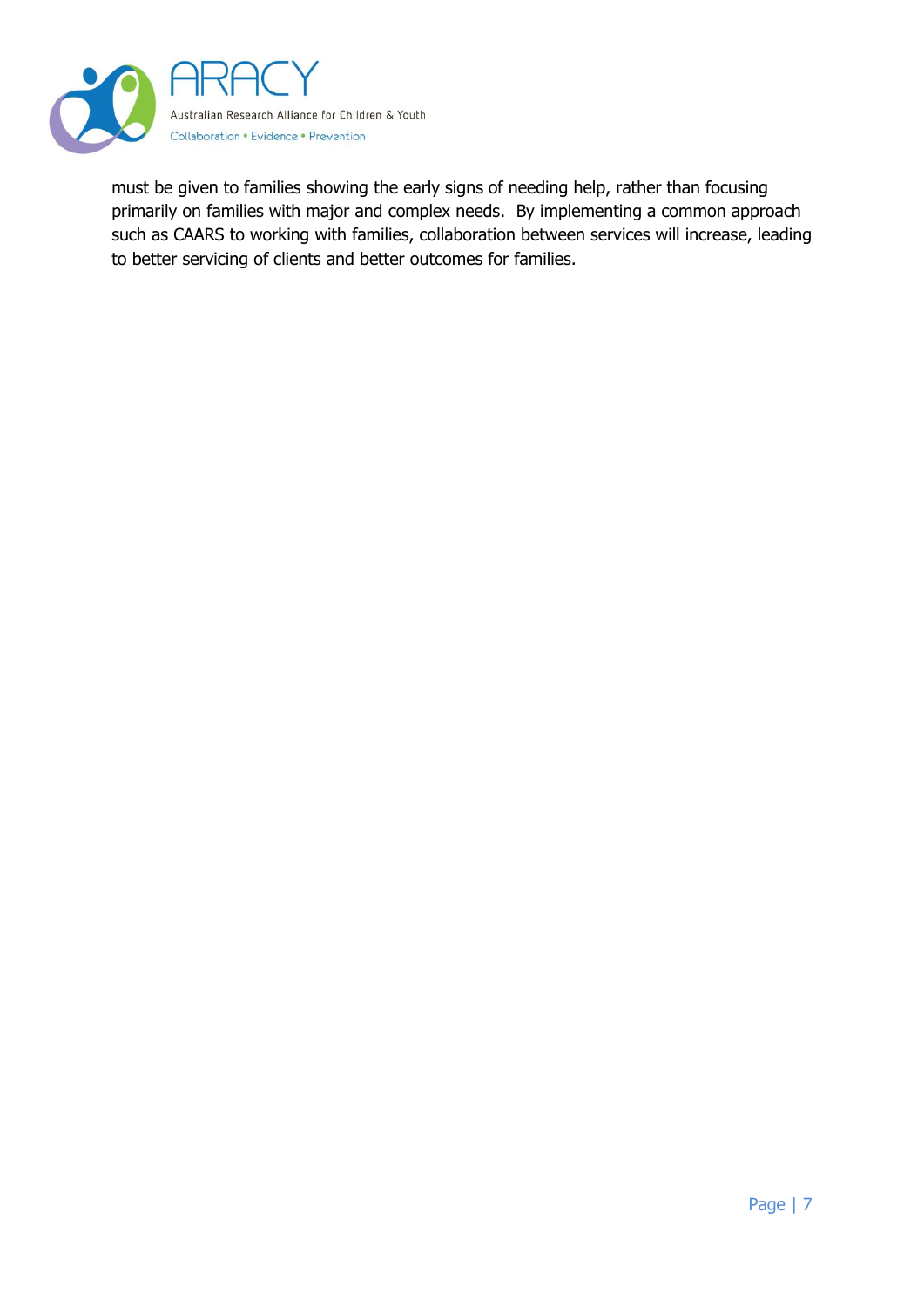must be given to families showing the early signs of needing help, rather than focusing primarily on families with major and complex needs.  By implementing a common approach such as CAARS to working with families, collaboration between services will increase, leading to better servicing of clients and better outcomes for families.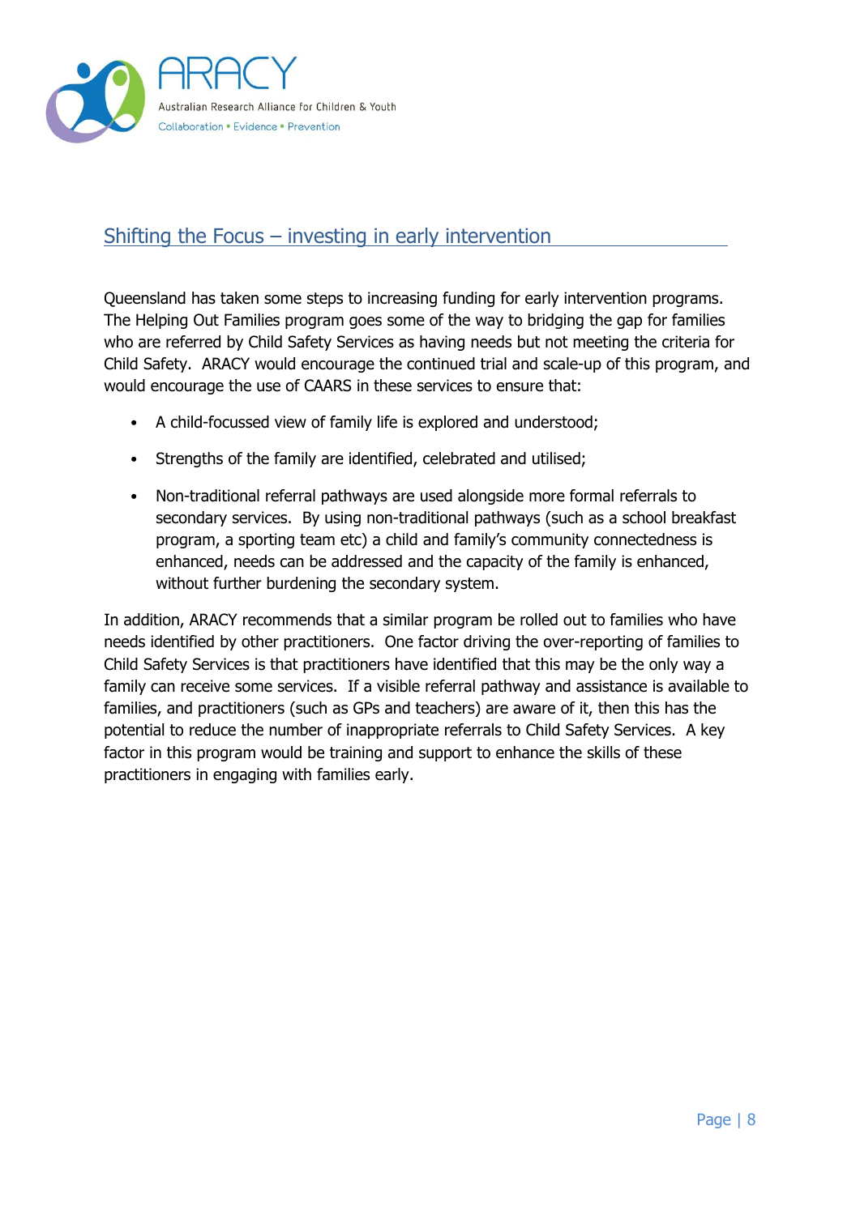## Shifting the Focus – investing in early intervention

Queensland has taken some steps to increasing funding for early intervention programs. The Helping Out Families program goes some of the way to bridging the gap for families who are referred by Child Safety Services as having needs but not meeting the criteria for Child Safety. ARACY would encourage the continued trial and scale-up of this program, and would encourage the use of CAARS in these services to ensure that:

- A child-focussed view of family life is explored and understood;
- Strengths of the family are identified, celebrated and utilised;
- Non-traditional referral pathways are used alongside more formal referrals to secondary services. By using non-traditional pathways (such as a school breakfast program, a sporting team etc) a child and family's community connectedness is enhanced, needs can be addressed and the capacity of the family is enhanced, without further burdening the secondary system.

In addition, ARACY recommends that a similar program be rolled out to families who have needs identified by other practitioners. One factor driving the over-reporting of families to Child Safety Services is that practitioners have identified that this may be the only way a family can receive some services. If a visible referral pathway and assistance is available to families, and practitioners (such as GPs and teachers) are aware of it, then this has the potential to reduce the number of inappropriate referrals to Child Safety Services. A key factor in this program would be training and support to enhance the skills of these practitioners in engaging with families early.